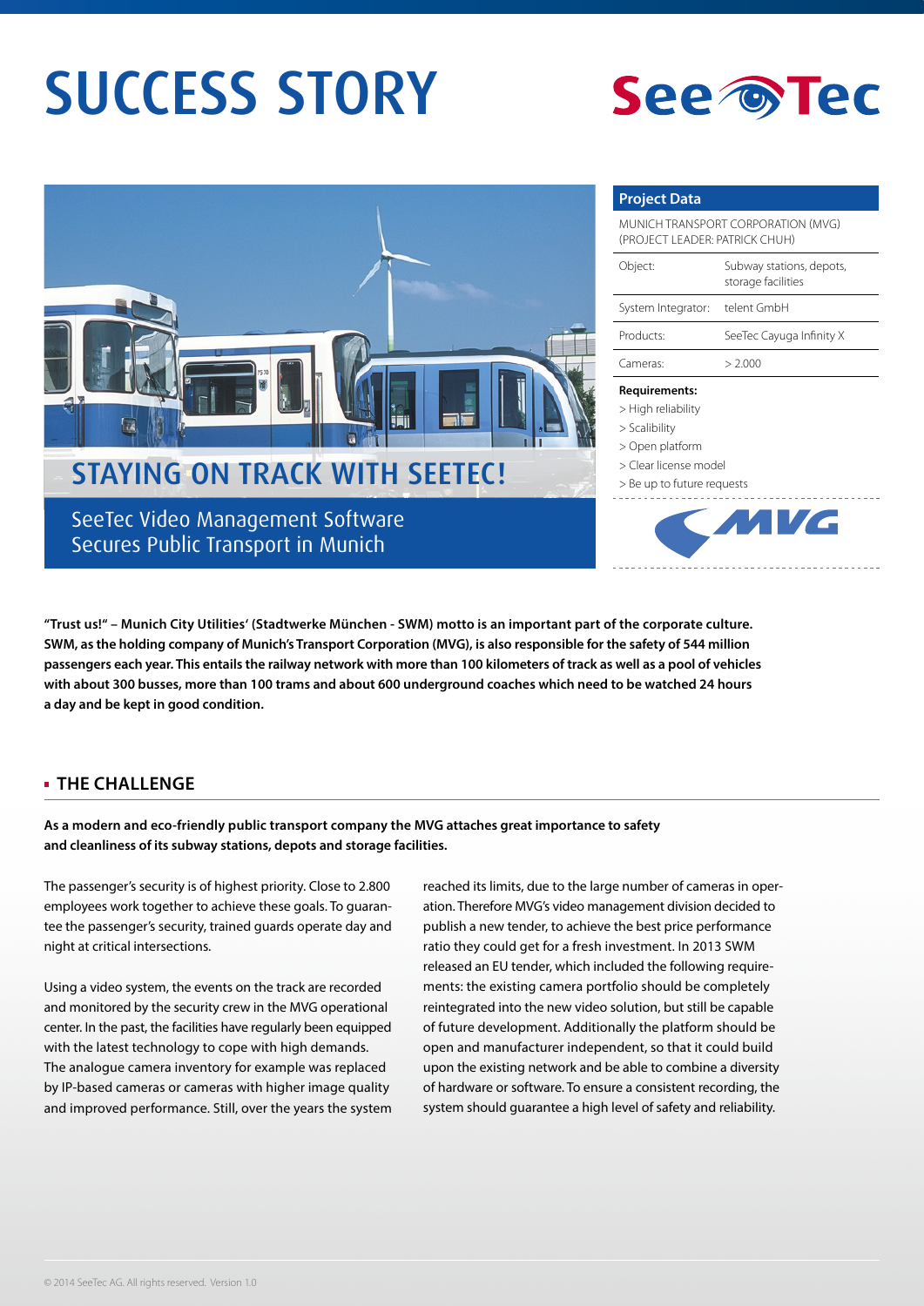# SUCCESS STORY

SeeTec

## STAYING ON TRACK WITH SEETEC!

SeeTec Video Management Software Secures Public Transport in Munich

| Project Data | |
|---|---|
| MUNICH TRANSPORT CORPORATION (MVG) (PROJECT LEADER: PATRICK CHUH) | |
| Object: | Subway stations, depots, storage facilities |
| System Integrator: | telent GmbH |
| Products: | SeeTec Cayuga Infinity X |
| Cameras: | > 2.000 |

**Requirements:**

> High reliability
> Scalibility
> Open platform
> Clear license model
> Be up to future requests

MVG

**"Trust us!" – Munich City Utilities' (Stadtwerke München - SWM) motto is an important part of the corporate culture. SWM, as the holding company of Munich's Transport Corporation (MVG), is also responsible for the safety of 544 million passengers each year. This entails the railway network with more than 100 kilometers of track as well as a pool of vehicles with about 300 busses, more than 100 trams and about 600 underground coaches which need to be watched 24 hours a day and be kept in good condition.**

## THE CHALLENGE

**As a modern and eco-friendly public transport company the MVG attaches great importance to safety and cleanliness of its subway stations, depots and storage facilities.**

The passenger's security is of highest priority. Close to 2.800 employees work together to achieve these goals. To guarantee the passenger's security, trained guards operate day and night at critical intersections.

Using a video system, the events on the track are recorded and monitored by the security crew in the MVG operational center. In the past, the facilities have regularly been equipped with the latest technology to cope with high demands. The analogue camera inventory for example was replaced by IP-based cameras or cameras with higher image quality and improved performance. Still, over the years the system reached its limits, due to the large number of cameras in operation. Therefore MVG's video management division decided to publish a new tender, to achieve the best price performance ratio they could get for a fresh investment. In 2013 SWM released an EU tender, which included the following requirements: the existing camera portfolio should be completely reintegrated into the new video solution, but still be capable of future development. Additionally the platform should be open and manufacturer independent, so that it could build upon the existing network and be able to combine a diversity of hardware or software. To ensure a consistent recording, the system should guarantee a high level of safety and reliability.

© 2014 SeeTec AG. All rights reserved. Version 1.0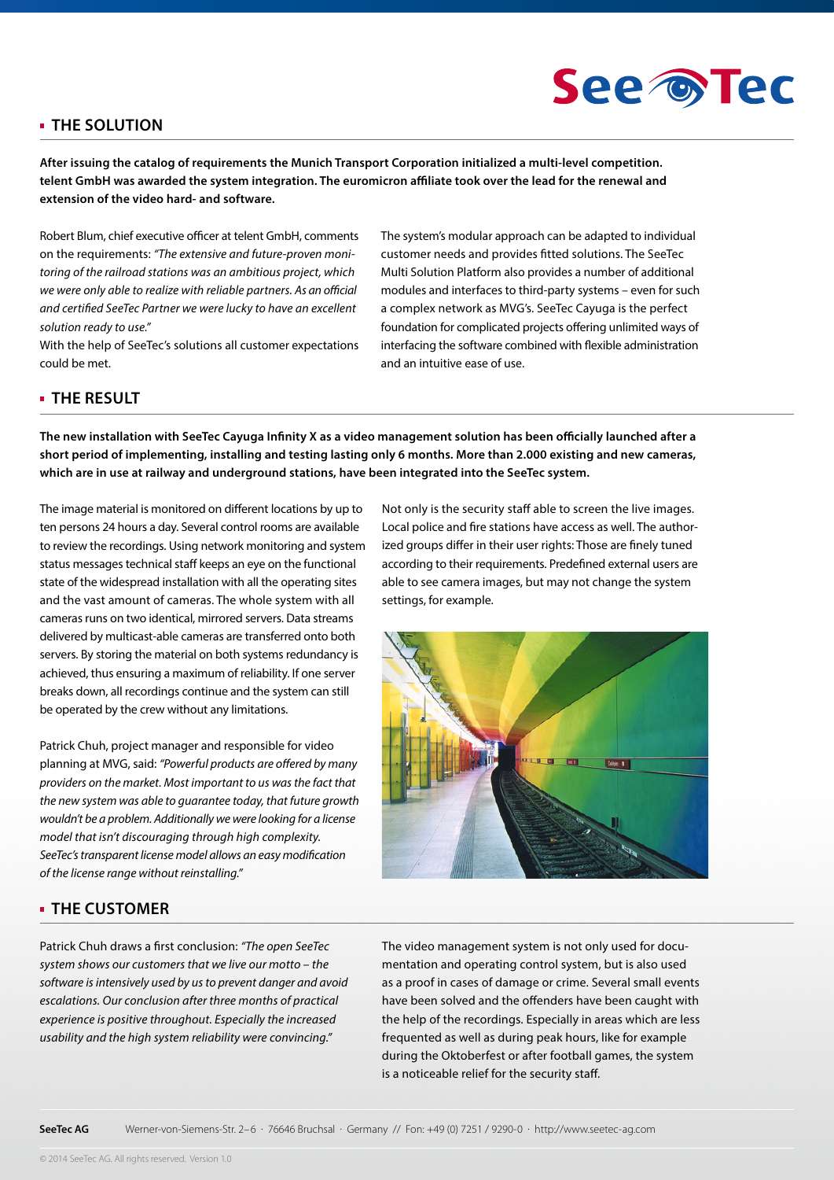## THE SOLUTION

**After issuing the catalog of requirements the Munich Transport Corporation initialized a multi-level competition. telent GmbH was awarded the system integration. The euromicron affiliate took over the lead for the renewal and extension of the video hard- and software.**

Robert Blum, chief executive officer at telent GmbH, comments on the requirements: *"The extensive and future-proven monitoring of the railroad stations was an ambitious project, which we were only able to realize with reliable partners. As an official and certified SeeTec Partner we were lucky to have an excellent solution ready to use."*
With the help of SeeTec's solutions all customer expectations could be met.

The system's modular approach can be adapted to individual customer needs and provides fitted solutions. The SeeTec Multi Solution Platform also provides a number of additional modules and interfaces to third-party systems – even for such a complex network as MVG's. SeeTec Cayuga is the perfect foundation for complicated projects offering unlimited ways of interfacing the software combined with flexible administration and an intuitive ease of use.

## THE RESULT

**The new installation with SeeTec Cayuga Infinity X as a video management solution has been officially launched after a short period of implementing, installing and testing lasting only 6 months. More than 2.000 existing and new cameras, which are in use at railway and underground stations, have been integrated into the SeeTec system.**

The image material is monitored on different locations by up to ten persons 24 hours a day. Several control rooms are available to review the recordings. Using network monitoring and system status messages technical staff keeps an eye on the functional state of the widespread installation with all the operating sites and the vast amount of cameras. The whole system with all cameras runs on two identical, mirrored servers. Data streams delivered by multicast-able cameras are transferred onto both servers. By storing the material on both systems redundancy is achieved, thus ensuring a maximum of reliability. If one server breaks down, all recordings continue and the system can still be operated by the crew without any limitations.

Patrick Chuh, project manager and responsible for video planning at MVG, said: *"Powerful products are offered by many providers on the market. Most important to us was the fact that the new system was able to guarantee today, that future growth wouldn't be a problem. Additionally we were looking for a license model that isn't discouraging through high complexity. SeeTec's transparent license model allows an easy modification of the license range without reinstalling."*

Not only is the security staff able to screen the live images. Local police and fire stations have access as well. The authorized groups differ in their user rights: Those are finely tuned according to their requirements. Predefined external users are able to see camera images, but may not change the system settings, for example.

## THE CUSTOMER

Patrick Chuh draws a first conclusion: *"The open SeeTec system shows our customers that we live our motto – the software is intensively used by us to prevent danger and avoid escalations. Our conclusion after three months of practical experience is positive throughout. Especially the increased usability and the high system reliability were convincing."*

The video management system is not only used for documentation and operating control system, but is also used as a proof in cases of damage or crime. Several small events have been solved and the offenders have been caught with the help of the recordings. Especially in areas which are less frequented as well as during peak hours, like for example during the Oktoberfest or after football games, the system is a noticeable relief for the security staff.

**SeeTec AG** Werner-von-Siemens-Str. 2–6 · 76646 Bruchsal · Germany // Fon: +49 (0) 7251 / 9290-0 · http://www.seetec-ag.com

© 2014 SeeTec AG. All rights reserved. Version 1.0